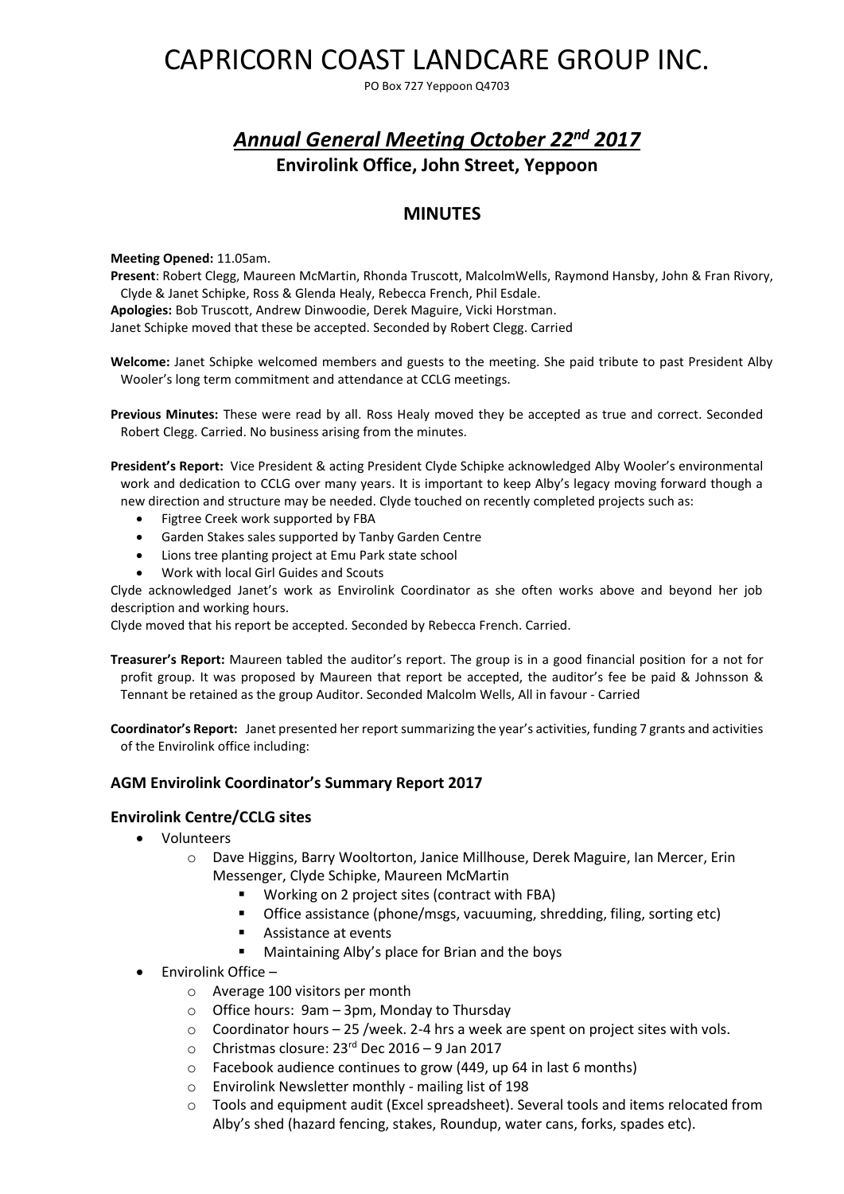# CAPRICORN COAST LANDCARE GROUP INC.

PO Box 727 Yeppoon Q4703

## ***Annual General Meeting October 22nd 2017***

### Envirolink Office, John Street, Yeppoon

## MINUTES

**Meeting Opened:** 11.05am.

**Present**: Robert Clegg, Maureen McMartin, Rhonda Truscott, MalcolmWells, Raymond Hansby, John & Fran Rivory, Clyde & Janet Schipke, Ross & Glenda Healy, Rebecca French, Phil Esdale.

**Apologies:** Bob Truscott, Andrew Dinwoodie, Derek Maguire, Vicki Horstman.

Janet Schipke moved that these be accepted. Seconded by Robert Clegg. Carried

**Welcome:** Janet Schipke welcomed members and guests to the meeting. She paid tribute to past President Alby Wooler's long term commitment and attendance at CCLG meetings.

**Previous Minutes:** These were read by all. Ross Healy moved they be accepted as true and correct. Seconded Robert Clegg. Carried. No business arising from the minutes.

**President's Report:** Vice President & acting President Clyde Schipke acknowledged Alby Wooler's environmental work and dedication to CCLG over many years. It is important to keep Alby's legacy moving forward though a new direction and structure may be needed. Clyde touched on recently completed projects such as:

- Figtree Creek work supported by FBA
- Garden Stakes sales supported by Tanby Garden Centre
- Lions tree planting project at Emu Park state school
- Work with local Girl Guides and Scouts

Clyde acknowledged Janet's work as Envirolink Coordinator as she often works above and beyond her job description and working hours.

Clyde moved that his report be accepted. Seconded by Rebecca French. Carried.

**Treasurer's Report:** Maureen tabled the auditor's report. The group is in a good financial position for a not for profit group. It was proposed by Maureen that report be accepted, the auditor's fee be paid & Johnsson & Tennant be retained as the group Auditor. Seconded Malcolm Wells, All in favour - Carried

**Coordinator's Report:** Janet presented her report summarizing the year's activities, funding 7 grants and activities of the Envirolink office including:

### AGM Envirolink Coordinator's Summary Report 2017

### Envirolink Centre/CCLG sites

- Volunteers
  - Dave Higgins, Barry Wooltorton, Janice Millhouse, Derek Maguire, Ian Mercer, Erin Messenger, Clyde Schipke, Maureen McMartin
    - Working on 2 project sites (contract with FBA)
    - Office assistance (phone/msgs, vacuuming, shredding, filing, sorting etc)
    - Assistance at events
    - Maintaining Alby's place for Brian and the boys
- Envirolink Office –
  - Average 100 visitors per month
  - Office hours: 9am – 3pm, Monday to Thursday
  - Coordinator hours – 25 /week. 2-4 hrs a week are spent on project sites with vols.
  - Christmas closure: 23rd Dec 2016 – 9 Jan 2017
  - Facebook audience continues to grow (449, up 64 in last 6 months)
  - Envirolink Newsletter monthly - mailing list of 198
  - Tools and equipment audit (Excel spreadsheet). Several tools and items relocated from Alby's shed (hazard fencing, stakes, Roundup, water cans, forks, spades etc).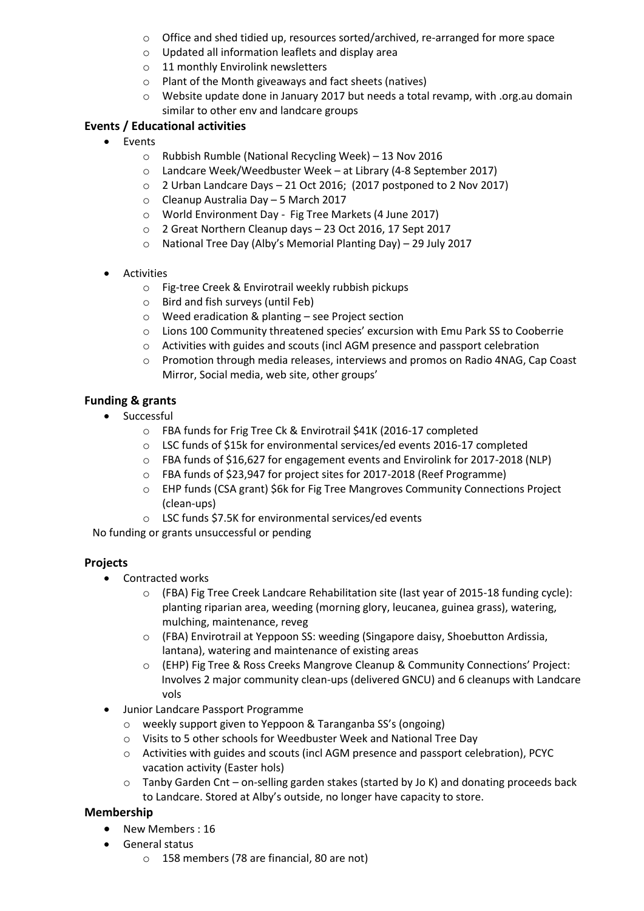- Office and shed tidied up, resources sorted/archived, re-arranged for more space
  - Updated all information leaflets and display area
  - 11 monthly Envirolink newsletters
  - Plant of the Month giveaways and fact sheets (natives)
  - Website update done in January 2017 but needs a total revamp, with .org.au domain similar to other env and landcare groups

### Events / Educational activities

- Events
  - Rubbish Rumble (National Recycling Week) – 13 Nov 2016
  - Landcare Week/Weedbuster Week – at Library (4-8 September 2017)
  - 2 Urban Landcare Days – 21 Oct 2016; (2017 postponed to 2 Nov 2017)
  - Cleanup Australia Day – 5 March 2017
  - World Environment Day - Fig Tree Markets (4 June 2017)
  - 2 Great Northern Cleanup days – 23 Oct 2016, 17 Sept 2017
  - National Tree Day (Alby's Memorial Planting Day) – 29 July 2017

- Activities
  - Fig-tree Creek & Envirotrail weekly rubbish pickups
  - Bird and fish surveys (until Feb)
  - Weed eradication & planting – see Project section
  - Lions 100 Community threatened species' excursion with Emu Park SS to Cooberrie
  - Activities with guides and scouts (incl AGM presence and passport celebration
  - Promotion through media releases, interviews and promos on Radio 4NAG, Cap Coast Mirror, Social media, web site, other groups'

### Funding & grants

- Successful
  - FBA funds for Frig Tree Ck & Envirotrail $41K (2016-17 completed
  - LSC funds of $15k for environmental services/ed events 2016-17 completed
  - FBA funds of $16,627 for engagement events and Envirolink for 2017-2018 (NLP)
  - FBA funds of $23,947 for project sites for 2017-2018 (Reef Programme)
  - EHP funds (CSA grant) $6k for Fig Tree Mangroves Community Connections Project (clean-ups)
  - LSC funds $7.5K for environmental services/ed events

No funding or grants unsuccessful or pending

### Projects

- Contracted works
  - (FBA) Fig Tree Creek Landcare Rehabilitation site (last year of 2015-18 funding cycle): planting riparian area, weeding (morning glory, leucanea, guinea grass), watering, mulching, maintenance, reveg
  - (FBA) Envirotrail at Yeppoon SS: weeding (Singapore daisy, Shoebutton Ardissia, lantana), watering and maintenance of existing areas
  - (EHP) Fig Tree & Ross Creeks Mangrove Cleanup & Community Connections' Project: Involves 2 major community clean-ups (delivered GNCU) and 6 cleanups with Landcare vols
- Junior Landcare Passport Programme
  - weekly support given to Yeppoon & Taranganba SS's (ongoing)
  - Visits to 5 other schools for Weedbuster Week and National Tree Day
  - Activities with guides and scouts (incl AGM presence and passport celebration), PCYC vacation activity (Easter hols)
  - Tanby Garden Cnt – on-selling garden stakes (started by Jo K) and donating proceeds back to Landcare. Stored at Alby's outside, no longer have capacity to store.

### Membership

- New Members : 16
- General status
  - 158 members (78 are financial, 80 are not)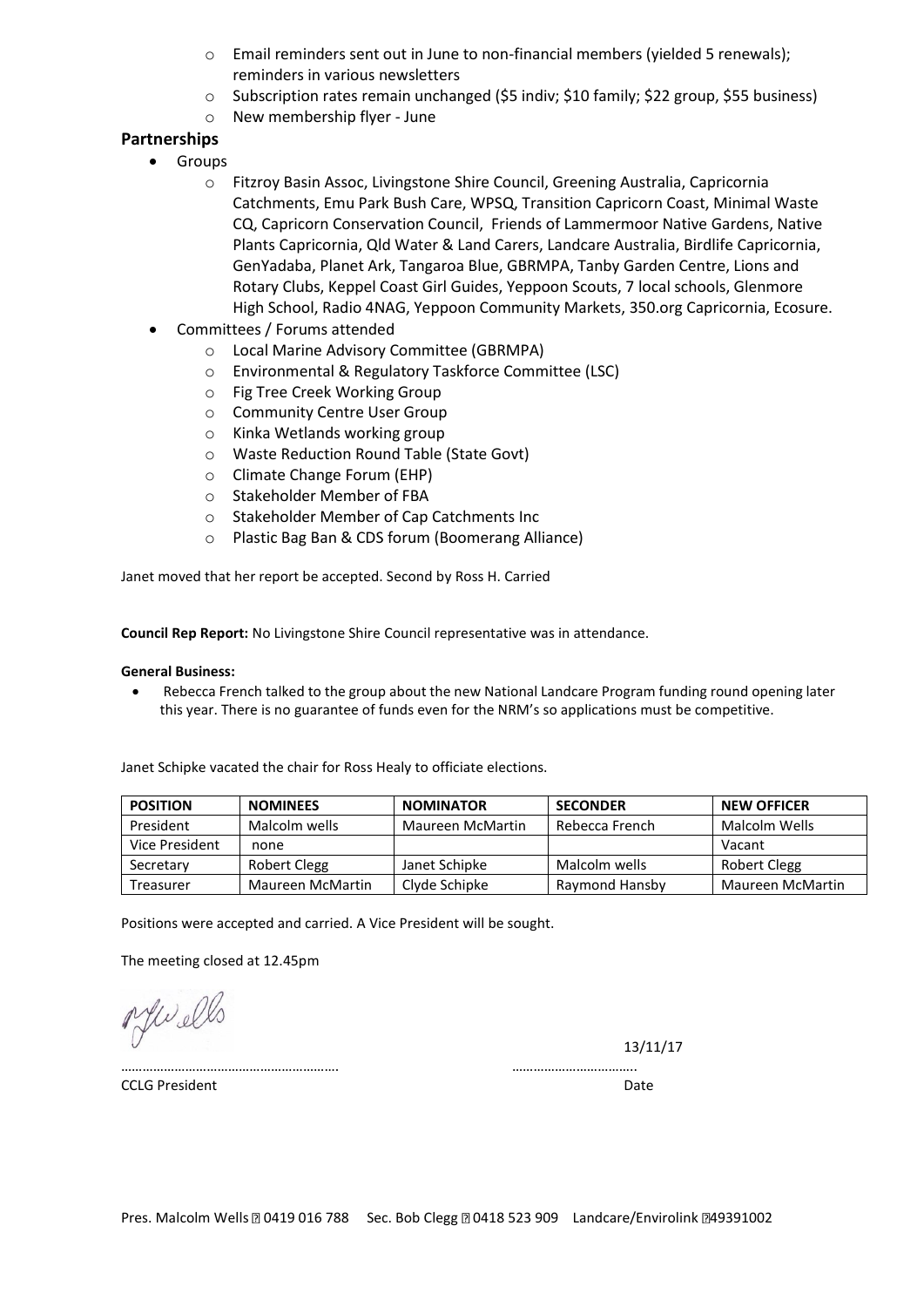- Email reminders sent out in June to non-financial members (yielded 5 renewals); reminders in various newsletters
    - Subscription rates remain unchanged ($5 indiv; $10 family; $22 group, $55 business)
    - New membership flyer - June

## Partnerships

- Groups
    - Fitzroy Basin Assoc, Livingstone Shire Council, Greening Australia, Capricornia Catchments, Emu Park Bush Care, WPSQ, Transition Capricorn Coast, Minimal Waste CQ, Capricorn Conservation Council, Friends of Lammermoor Native Gardens, Native Plants Capricornia, Qld Water & Land Carers, Landcare Australia, Birdlife Capricornia, GenYadaba, Planet Ark, Tangaroa Blue, GBRMPA, Tanby Garden Centre, Lions and Rotary Clubs, Keppel Coast Girl Guides, Yeppoon Scouts, 7 local schools, Glenmore High School, Radio 4NAG, Yeppoon Community Markets, 350.org Capricornia, Ecosure.
- Committees / Forums attended
    - Local Marine Advisory Committee (GBRMPA)
    - Environmental & Regulatory Taskforce Committee (LSC)
    - Fig Tree Creek Working Group
    - Community Centre User Group
    - Kinka Wetlands working group
    - Waste Reduction Round Table (State Govt)
    - Climate Change Forum (EHP)
    - Stakeholder Member of FBA
    - Stakeholder Member of Cap Catchments Inc
    - Plastic Bag Ban & CDS forum (Boomerang Alliance)

Janet moved that her report be accepted. Second by Ross H. Carried

**Council Rep Report:** No Livingstone Shire Council representative was in attendance.

**General Business:**

- Rebecca French talked to the group about the new National Landcare Program funding round opening later this year. There is no guarantee of funds even for the NRM's so applications must be competitive.

Janet Schipke vacated the chair for Ross Healy to officiate elections.

| POSITION | NOMINEES | NOMINATOR | SECONDER | NEW OFFICER |
|---|---|---|---|---|
| President | Malcolm wells | Maureen McMartin | Rebecca French | Malcolm Wells |
| Vice President | none | | | Vacant |
| Secretary | Robert Clegg | Janet Schipke | Malcolm wells | Robert Clegg |
| Treasurer | Maureen McMartin | Clyde Schipke | Raymond Hansby | Maureen McMartin |

Positions were accepted and carried. A Vice President will be sought.

The meeting closed at 12.45pm

MWells 13/11/17

………………………………………………. ……………………………..

CCLG President Date

Pres. Malcolm Wells ☎ 0419 016 788 Sec. Bob Clegg ☎ 0418 523 909 Landcare/Envirolink ☎49391002